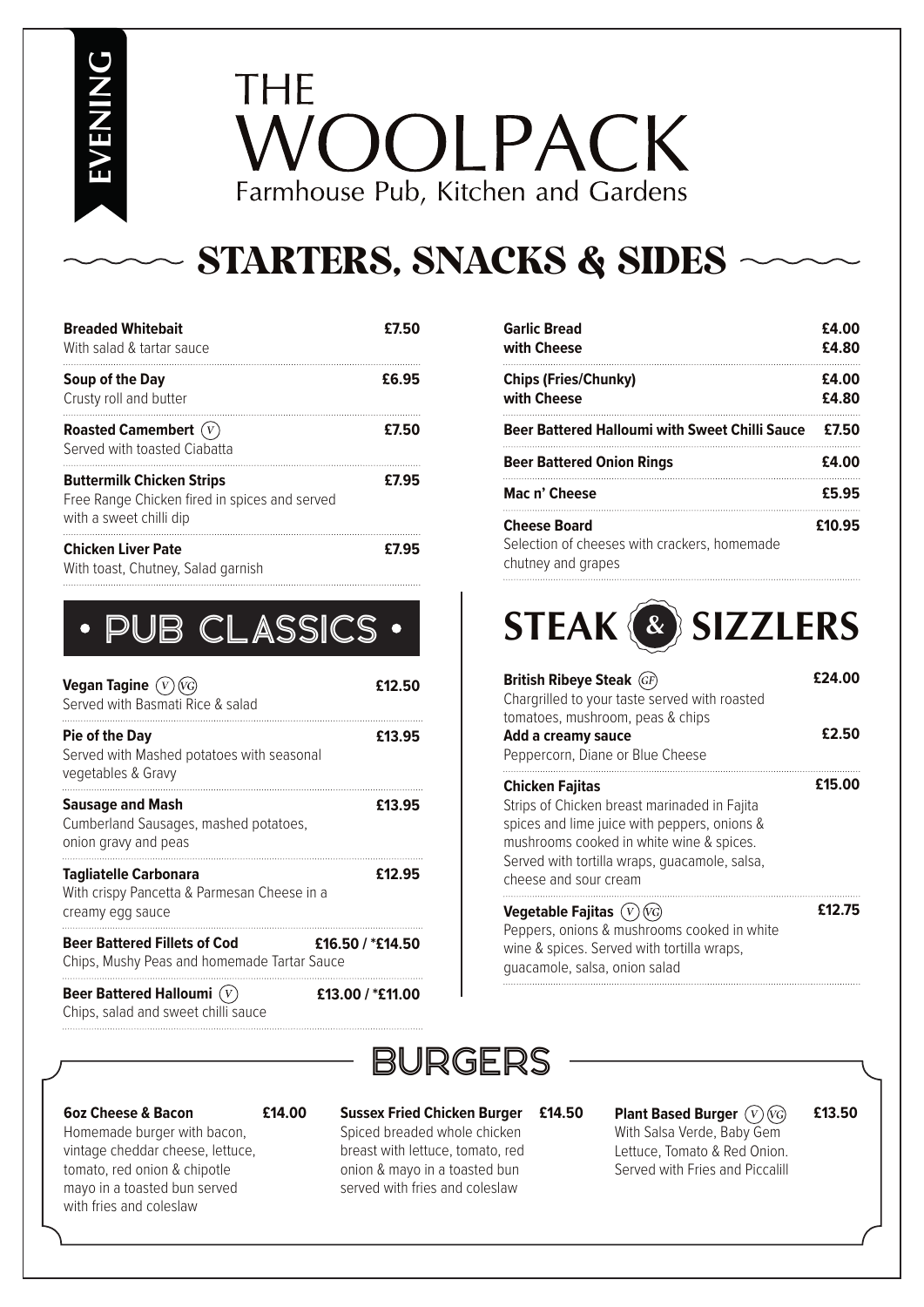EVENING

# THE WOOLPACK

Farmhouse Pub, Kitchen and Gardens

## STARTERS, SNACKS & SIDES

**Breaded Whitebait** — **£7.50**
With salad & tartar sauce

**Soup of the Day** — **£6.95**
Crusty roll and butter

**Roasted Camembert** (V) — **£7.50**
Served with toasted Ciabatta

**Buttermilk Chicken Strips** — **£7.95**
Free Range Chicken fired in spices and served with a sweet chilli dip

**Chicken Liver Pate** — **£7.95**
With toast, Chutney, Salad garnish

**Garlic Bread** — **£4.00**
**with Cheese** — **£4.80**

**Chips (Fries/Chunky)** — **£4.00**
**with Cheese** — **£4.80**

**Beer Battered Halloumi with Sweet Chilli Sauce** — **£7.50**

**Beer Battered Onion Rings** — **£4.00**

**Mac n' Cheese** — **£5.95**

**Cheese Board** — **£10.95**
Selection of cheeses with crackers, homemade chutney and grapes

## • PUB CLASSICS •

**Vegan Tagine** (V) (VG) — **£12.50**
Served with Basmati Rice & salad

**Pie of the Day** — **£13.95**
Served with Mashed potatoes with seasonal vegetables & Gravy

**Sausage and Mash** — **£13.95**
Cumberland Sausages, mashed potatoes, onion gravy and peas

**Tagliatelle Carbonara** — **£12.95**
With crispy Pancetta & Parmesan Cheese in a creamy egg sauce

**Beer Battered Fillets of Cod** — **£16.50 / *£14.50**
Chips, Mushy Peas and homemade Tartar Sauce

**Beer Battered Halloumi** (V) — **£13.00 / *£11.00**
Chips, salad and sweet chilli sauce

## STEAK & SIZZLERS

**British Ribeye Steak** (GF) — **£24.00**
Chargrilled to your taste served with roasted tomatoes, mushroom, peas & chips

**Add a creamy sauce** — **£2.50**
Peppercorn, Diane or Blue Cheese

**Chicken Fajitas** — **£15.00**
Strips of Chicken breast marinaded in Fajita spices and lime juice with peppers, onions & mushrooms cooked in white wine & spices. Served with tortilla wraps, guacamole, salsa, cheese and sour cream

**Vegetable Fajitas** (V) (VG) — **£12.75**
Peppers, onions & mushrooms cooked in white wine & spices. Served with tortilla wraps, guacamole, salsa, onion salad

## BURGERS

**6oz Cheese & Bacon** — **£14.00**
Homemade burger with bacon, vintage cheddar cheese, lettuce, tomato, red onion & chipotle mayo in a toasted bun served with fries and coleslaw

**Sussex Fried Chicken Burger** — **£14.50**
Spiced breaded whole chicken breast with lettuce, tomato, red onion & mayo in a toasted bun served with fries and coleslaw

**Plant Based Burger** (V) (VG) — **£13.50**
With Salsa Verde, Baby Gem Lettuce, Tomato & Red Onion. Served with Fries and Piccalill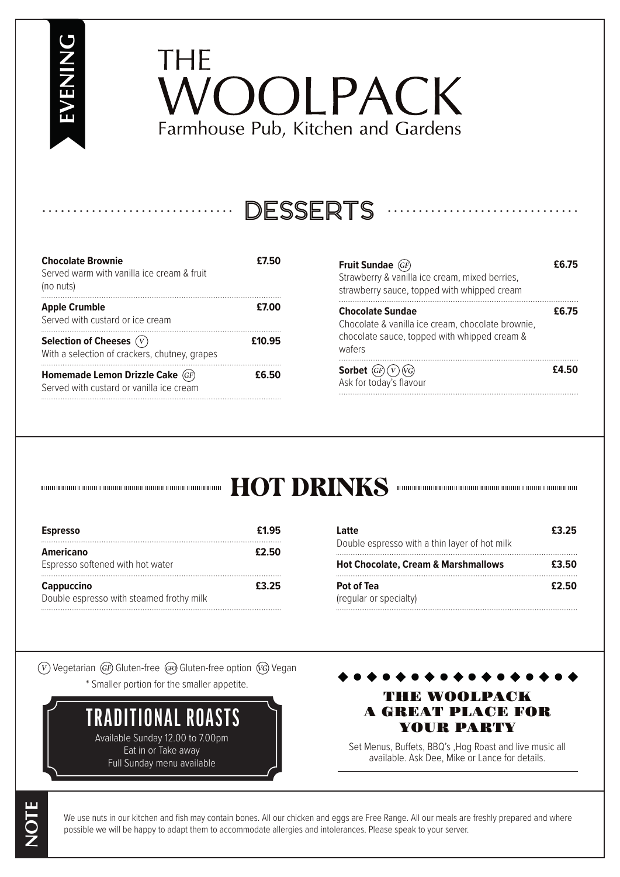EVENING

# THE WOOLPACK

Farmhouse Pub, Kitchen and Gardens

## DESSERTS

**Chocolate Brownie** — **£7.50**
Served warm with vanilla ice cream & fruit (no nuts)

**Apple Crumble** — **£7.00**
Served with custard or ice cream

**Selection of Cheeses** (V) — **£10.95**
With a selection of crackers, chutney, grapes

**Homemade Lemon Drizzle Cake** (GF) — **£6.50**
Served with custard or vanilla ice cream

**Fruit Sundae** (GF) — **£6.75**
Strawberry & vanilla ice cream, mixed berries, strawberry sauce, topped with whipped cream

**Chocolate Sundae** — **£6.75**
Chocolate & vanilla ice cream, chocolate brownie, chocolate sauce, topped with whipped cream & wafers

**Sorbet** (GF) (V) (VG) — **£4.50**
Ask for today's flavour

## HOT DRINKS

**Espresso** — **£1.95**

**Americano** — **£2.50**
Espresso softened with hot water

**Cappuccino** — **£3.25**
Double espresso with steamed frothy milk

**Latte** — **£3.25**
Double espresso with a thin layer of hot milk

**Hot Chocolate, Cream & Marshmallows** — **£3.50**

**Pot of Tea** — **£2.50**
(regular or specialty)

(V) Vegetarian (GF) Gluten-free (GFO) Gluten-free option (VG) Vegan

* Smaller portion for the smaller appetite.

### TRADITIONAL ROASTS

Available Sunday 12.00 to 7.00pm
Eat in or Take away
Full Sunday menu available

### THE WOOLPACK A GREAT PLACE FOR YOUR PARTY

Set Menus, Buffets, BBQ's ,Hog Roast and live music all available. Ask Dee, Mike or Lance for details.

NOTE

We use nuts in our kitchen and fish may contain bones. All our chicken and eggs are Free Range. All our meals are freshly prepared and where possible we will be happy to adapt them to accommodate allergies and intolerances. Please speak to your server.